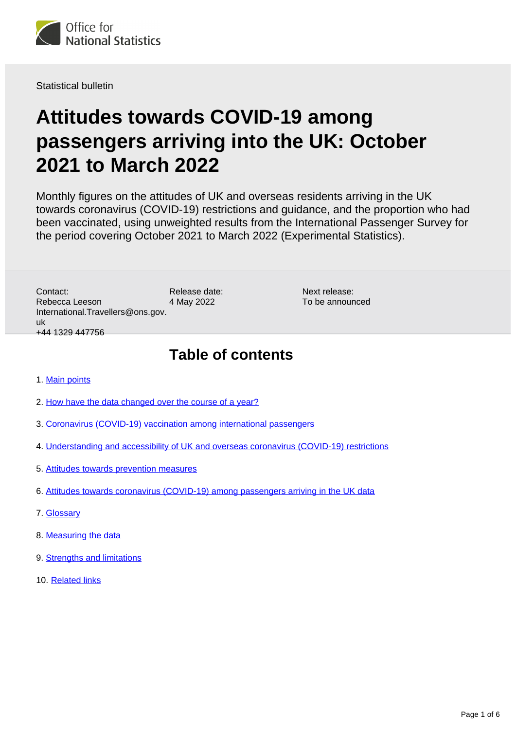Office for National Statistics

Statistical bulletin

# Attitudes towards COVID-19 among passengers arriving into the UK: October 2021 to March 2022

Monthly figures on the attitudes of UK and overseas residents arriving in the UK towards coronavirus (COVID-19) restrictions and guidance, and the proportion who had been vaccinated, using unweighted results from the International Passenger Survey for the period covering October 2021 to March 2022 (Experimental Statistics).

Contact:
Rebecca Leeson
International.Travellers@ons.gov.uk
+44 1329 447756

Release date:
4 May 2022

Next release:
To be announced

## Table of contents

1. Main points
2. How have the data changed over the course of a year?
3. Coronavirus (COVID-19) vaccination among international passengers
4. Understanding and accessibility of UK and overseas coronavirus (COVID-19) restrictions
5. Attitudes towards prevention measures
6. Attitudes towards coronavirus (COVID-19) among passengers arriving in the UK data
7. Glossary
8. Measuring the data
9. Strengths and limitations
10. Related links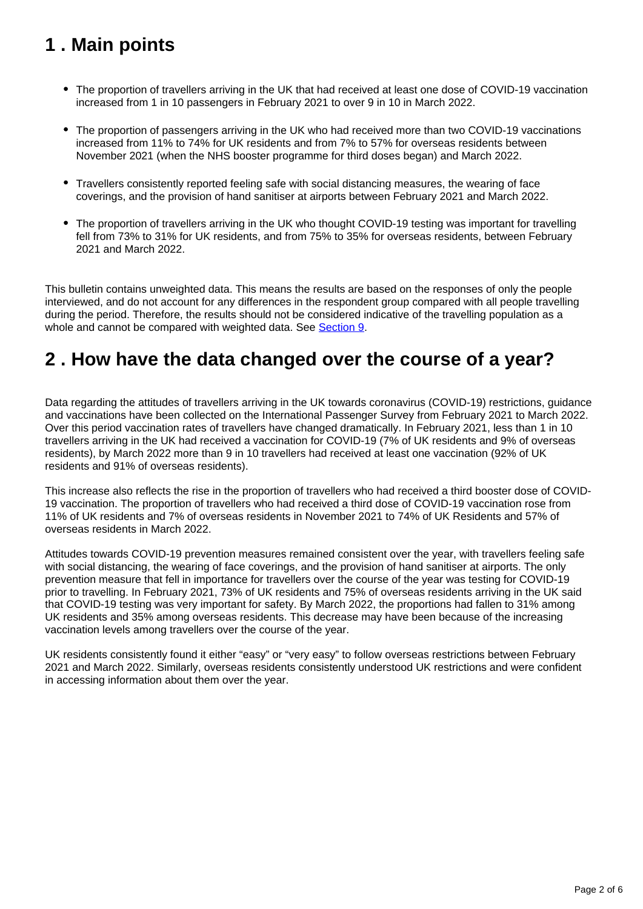## 1 . Main points

- The proportion of travellers arriving in the UK that had received at least one dose of COVID-19 vaccination increased from 1 in 10 passengers in February 2021 to over 9 in 10 in March 2022.
- The proportion of passengers arriving in the UK who had received more than two COVID-19 vaccinations increased from 11% to 74% for UK residents and from 7% to 57% for overseas residents between November 2021 (when the NHS booster programme for third doses began) and March 2022.
- Travellers consistently reported feeling safe with social distancing measures, the wearing of face coverings, and the provision of hand sanitiser at airports between February 2021 and March 2022.
- The proportion of travellers arriving in the UK who thought COVID-19 testing was important for travelling fell from 73% to 31% for UK residents, and from 75% to 35% for overseas residents, between February 2021 and March 2022.

This bulletin contains unweighted data. This means the results are based on the responses of only the people interviewed, and do not account for any differences in the respondent group compared with all people travelling during the period. Therefore, the results should not be considered indicative of the travelling population as a whole and cannot be compared with weighted data. See Section 9.

## 2 . How have the data changed over the course of a year?

Data regarding the attitudes of travellers arriving in the UK towards coronavirus (COVID-19) restrictions, guidance and vaccinations have been collected on the International Passenger Survey from February 2021 to March 2022. Over this period vaccination rates of travellers have changed dramatically. In February 2021, less than 1 in 10 travellers arriving in the UK had received a vaccination for COVID-19 (7% of UK residents and 9% of overseas residents), by March 2022 more than 9 in 10 travellers had received at least one vaccination (92% of UK residents and 91% of overseas residents).

This increase also reflects the rise in the proportion of travellers who had received a third booster dose of COVID-19 vaccination. The proportion of travellers who had received a third dose of COVID-19 vaccination rose from 11% of UK residents and 7% of overseas residents in November 2021 to 74% of UK Residents and 57% of overseas residents in March 2022.

Attitudes towards COVID-19 prevention measures remained consistent over the year, with travellers feeling safe with social distancing, the wearing of face coverings, and the provision of hand sanitiser at airports. The only prevention measure that fell in importance for travellers over the course of the year was testing for COVID-19 prior to travelling. In February 2021, 73% of UK residents and 75% of overseas residents arriving in the UK said that COVID-19 testing was very important for safety. By March 2022, the proportions had fallen to 31% among UK residents and 35% among overseas residents. This decrease may have been because of the increasing vaccination levels among travellers over the course of the year.

UK residents consistently found it either “easy” or “very easy” to follow overseas restrictions between February 2021 and March 2022. Similarly, overseas residents consistently understood UK restrictions and were confident in accessing information about them over the year.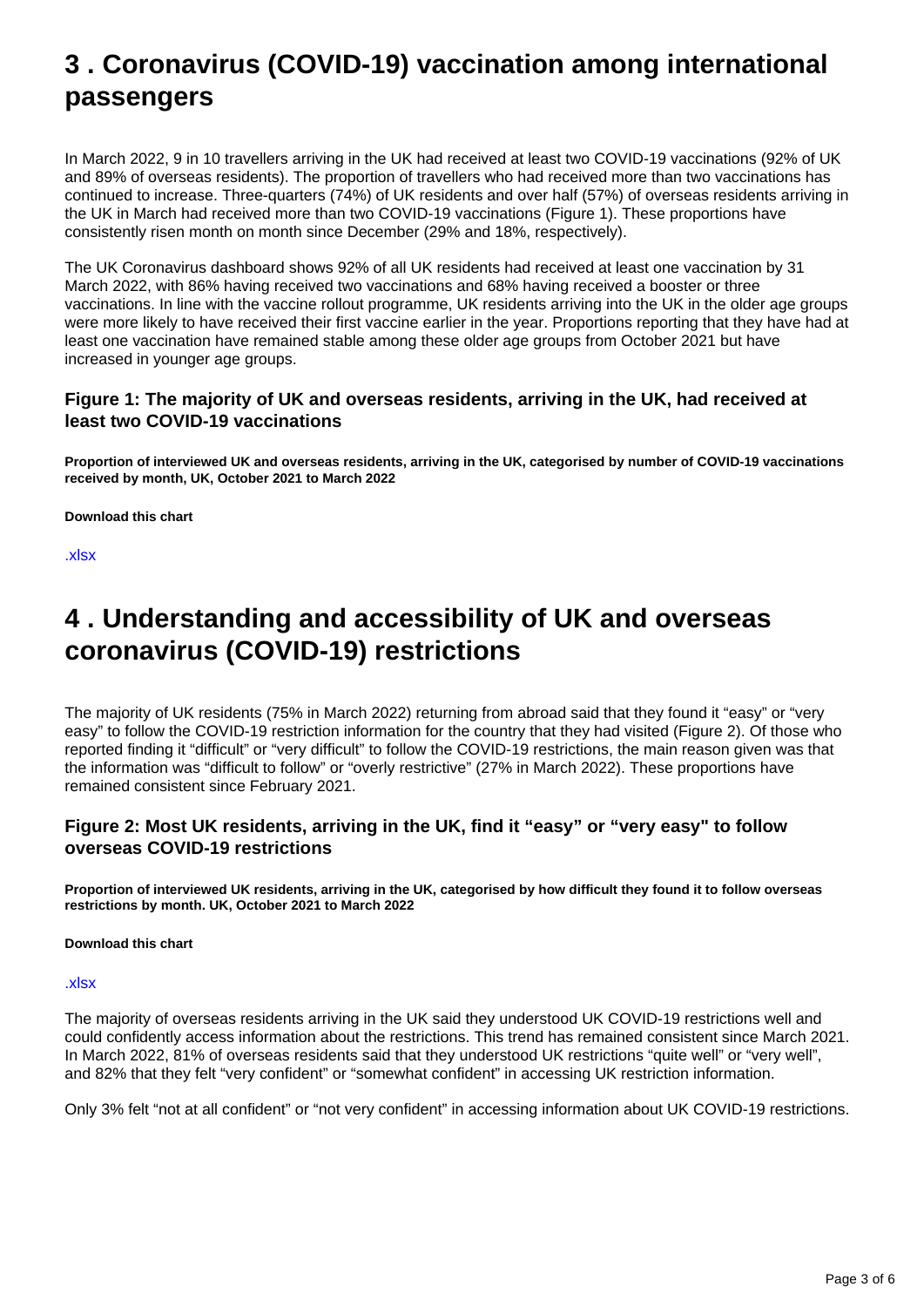## 3 . Coronavirus (COVID-19) vaccination among international passengers

In March 2022, 9 in 10 travellers arriving in the UK had received at least two COVID-19 vaccinations (92% of UK and 89% of overseas residents). The proportion of travellers who had received more than two vaccinations has continued to increase. Three-quarters (74%) of UK residents and over half (57%) of overseas residents arriving in the UK in March had received more than two COVID-19 vaccinations (Figure 1). These proportions have consistently risen month on month since December (29% and 18%, respectively).

The UK Coronavirus dashboard shows 92% of all UK residents had received at least one vaccination by 31 March 2022, with 86% having received two vaccinations and 68% having received a booster or three vaccinations. In line with the vaccine rollout programme, UK residents arriving into the UK in the older age groups were more likely to have received their first vaccine earlier in the year. Proportions reporting that they have had at least one vaccination have remained stable among these older age groups from October 2021 but have increased in younger age groups.

### Figure 1: The majority of UK and overseas residents, arriving in the UK, had received at least two COVID-19 vaccinations

**Proportion of interviewed UK and overseas residents, arriving in the UK, categorised by number of COVID-19 vaccinations received by month, UK, October 2021 to March 2022**

**Download this chart**

.xlsx

## 4 . Understanding and accessibility of UK and overseas coronavirus (COVID-19) restrictions

The majority of UK residents (75% in March 2022) returning from abroad said that they found it "easy" or "very easy" to follow the COVID-19 restriction information for the country that they had visited (Figure 2). Of those who reported finding it "difficult" or "very difficult" to follow the COVID-19 restrictions, the main reason given was that the information was "difficult to follow" or "overly restrictive" (27% in March 2022). These proportions have remained consistent since February 2021.

### Figure 2: Most UK residents, arriving in the UK, find it "easy" or "very easy" to follow overseas COVID-19 restrictions

**Proportion of interviewed UK residents, arriving in the UK, categorised by how difficult they found it to follow overseas restrictions by month. UK, October 2021 to March 2022**

**Download this chart**

.xlsx

The majority of overseas residents arriving in the UK said they understood UK COVID-19 restrictions well and could confidently access information about the restrictions. This trend has remained consistent since March 2021. In March 2022, 81% of overseas residents said that they understood UK restrictions "quite well" or "very well", and 82% that they felt "very confident" or "somewhat confident" in accessing UK restriction information.

Only 3% felt "not at all confident" or "not very confident" in accessing information about UK COVID-19 restrictions.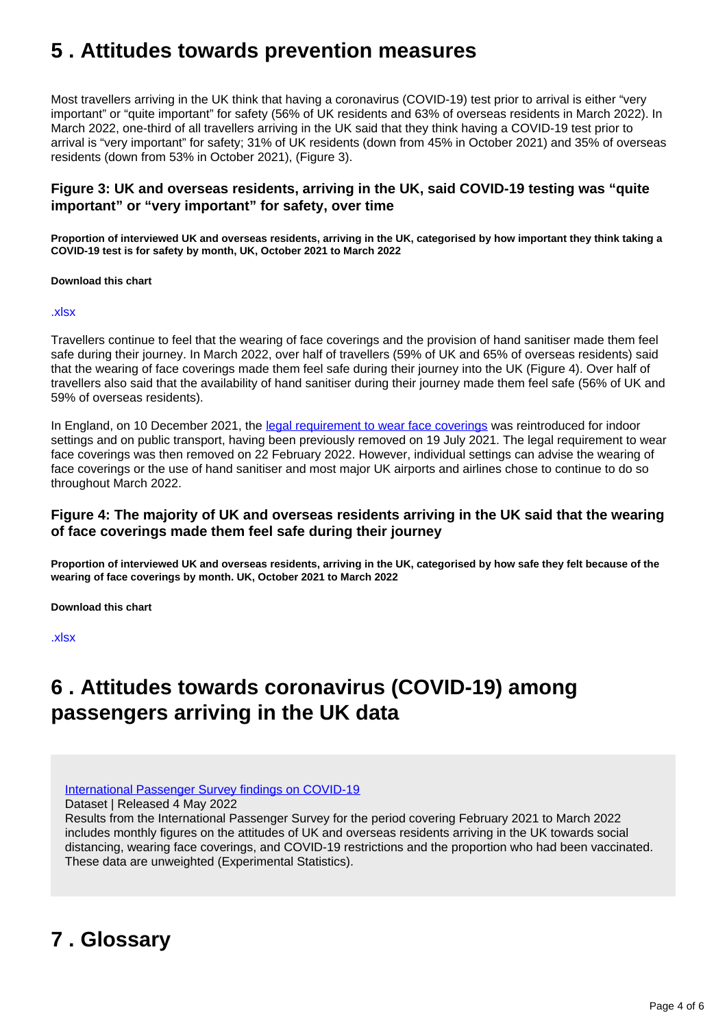## 5 . Attitudes towards prevention measures

Most travellers arriving in the UK think that having a coronavirus (COVID-19) test prior to arrival is either "very important" or "quite important" for safety (56% of UK residents and 63% of overseas residents in March 2022). In March 2022, one-third of all travellers arriving in the UK said that they think having a COVID-19 test prior to arrival is "very important" for safety; 31% of UK residents (down from 45% in October 2021) and 35% of overseas residents (down from 53% in October 2021), (Figure 3).

### Figure 3: UK and overseas residents, arriving in the UK, said COVID-19 testing was "quite important" or "very important" for safety, over time

**Proportion of interviewed UK and overseas residents, arriving in the UK, categorised by how important they think taking a COVID-19 test is for safety by month, UK, October 2021 to March 2022**

**Download this chart**

[.xlsx]

Travellers continue to feel that the wearing of face coverings and the provision of hand sanitiser made them feel safe during their journey. In March 2022, over half of travellers (59% of UK and 65% of overseas residents) said that the wearing of face coverings made them feel safe during their journey into the UK (Figure 4). Over half of travellers also said that the availability of hand sanitiser during their journey made them feel safe (56% of UK and 59% of overseas residents).

In England, on 10 December 2021, the legal requirement to wear face coverings was reintroduced for indoor settings and on public transport, having been previously removed on 19 July 2021. The legal requirement to wear face coverings was then removed on 22 February 2022. However, individual settings can advise the wearing of face coverings or the use of hand sanitiser and most major UK airports and airlines chose to continue to do so throughout March 2022.

### Figure 4: The majority of UK and overseas residents arriving in the UK said that the wearing of face coverings made them feel safe during their journey

**Proportion of interviewed UK and overseas residents, arriving in the UK, categorised by how safe they felt because of the wearing of face coverings by month. UK, October 2021 to March 2022**

**Download this chart**

[.xlsx]

## 6 . Attitudes towards coronavirus (COVID-19) among passengers arriving in the UK data

International Passenger Survey findings on COVID-19
Dataset | Released 4 May 2022
Results from the International Passenger Survey for the period covering February 2021 to March 2022 includes monthly figures on the attitudes of UK and overseas residents arriving in the UK towards social distancing, wearing face coverings, and COVID-19 restrictions and the proportion who had been vaccinated. These data are unweighted (Experimental Statistics).

## 7 . Glossary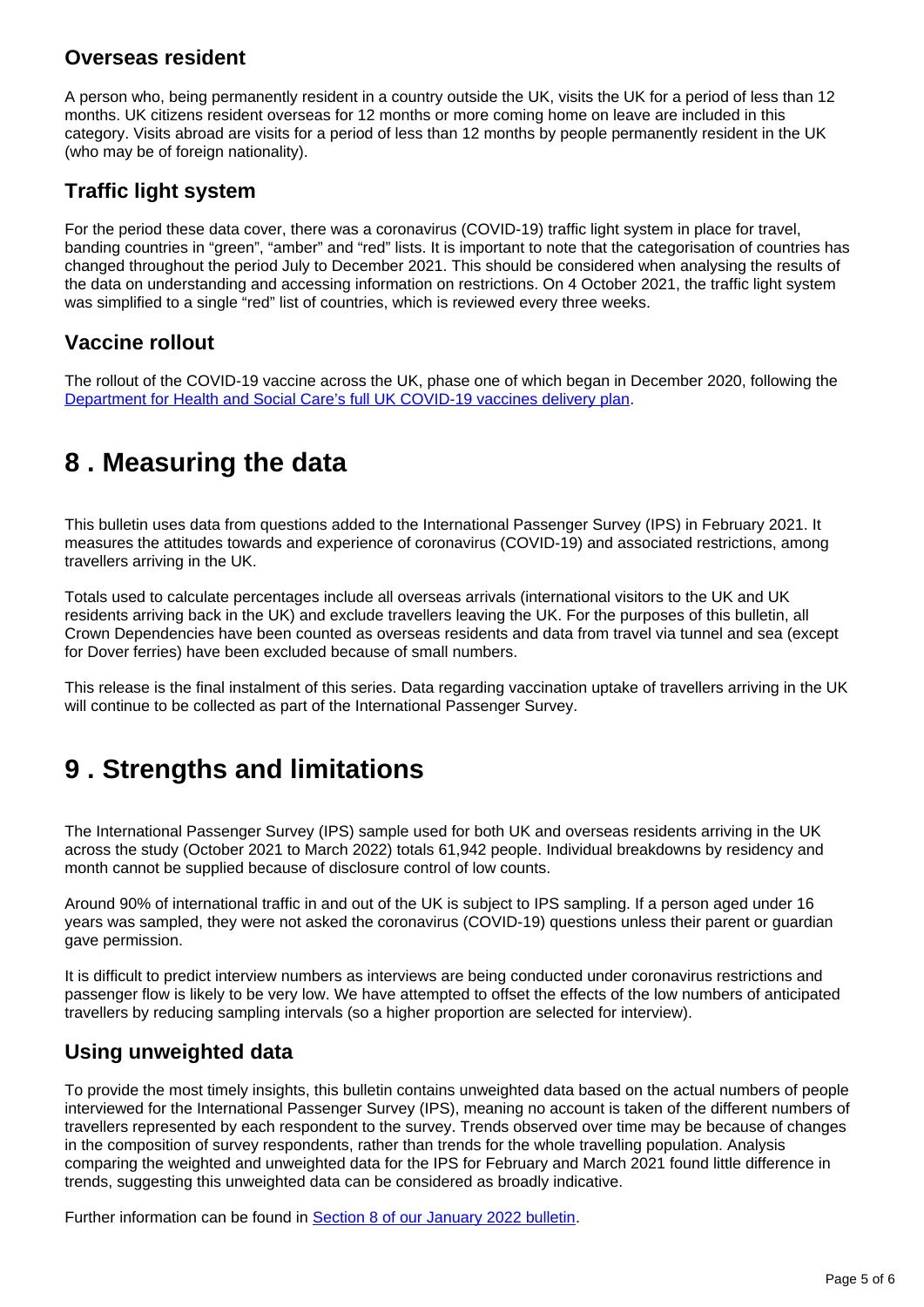### Overseas resident

A person who, being permanently resident in a country outside the UK, visits the UK for a period of less than 12 months. UK citizens resident overseas for 12 months or more coming home on leave are included in this category. Visits abroad are visits for a period of less than 12 months by people permanently resident in the UK (who may be of foreign nationality).

### Traffic light system

For the period these data cover, there was a coronavirus (COVID-19) traffic light system in place for travel, banding countries in "green", "amber" and "red" lists. It is important to note that the categorisation of countries has changed throughout the period July to December 2021. This should be considered when analysing the results of the data on understanding and accessing information on restrictions. On 4 October 2021, the traffic light system was simplified to a single "red" list of countries, which is reviewed every three weeks.

### Vaccine rollout

The rollout of the COVID-19 vaccine across the UK, phase one of which began in December 2020, following the [Department for Health and Social Care's full UK COVID-19 vaccines delivery plan](#).

## 8 . Measuring the data

This bulletin uses data from questions added to the International Passenger Survey (IPS) in February 2021. It measures the attitudes towards and experience of coronavirus (COVID-19) and associated restrictions, among travellers arriving in the UK.

Totals used to calculate percentages include all overseas arrivals (international visitors to the UK and UK residents arriving back in the UK) and exclude travellers leaving the UK. For the purposes of this bulletin, all Crown Dependencies have been counted as overseas residents and data from travel via tunnel and sea (except for Dover ferries) have been excluded because of small numbers.

This release is the final instalment of this series. Data regarding vaccination uptake of travellers arriving in the UK will continue to be collected as part of the International Passenger Survey.

## 9 . Strengths and limitations

The International Passenger Survey (IPS) sample used for both UK and overseas residents arriving in the UK across the study (October 2021 to March 2022) totals 61,942 people. Individual breakdowns by residency and month cannot be supplied because of disclosure control of low counts.

Around 90% of international traffic in and out of the UK is subject to IPS sampling. If a person aged under 16 years was sampled, they were not asked the coronavirus (COVID-19) questions unless their parent or guardian gave permission.

It is difficult to predict interview numbers as interviews are being conducted under coronavirus restrictions and passenger flow is likely to be very low. We have attempted to offset the effects of the low numbers of anticipated travellers by reducing sampling intervals (so a higher proportion are selected for interview).

### Using unweighted data

To provide the most timely insights, this bulletin contains unweighted data based on the actual numbers of people interviewed for the International Passenger Survey (IPS), meaning no account is taken of the different numbers of travellers represented by each respondent to the survey. Trends observed over time may be because of changes in the composition of survey respondents, rather than trends for the whole travelling population. Analysis comparing the weighted and unweighted data for the IPS for February and March 2021 found little difference in trends, suggesting this unweighted data can be considered as broadly indicative.

Further information can be found in [Section 8 of our January 2022 bulletin](#).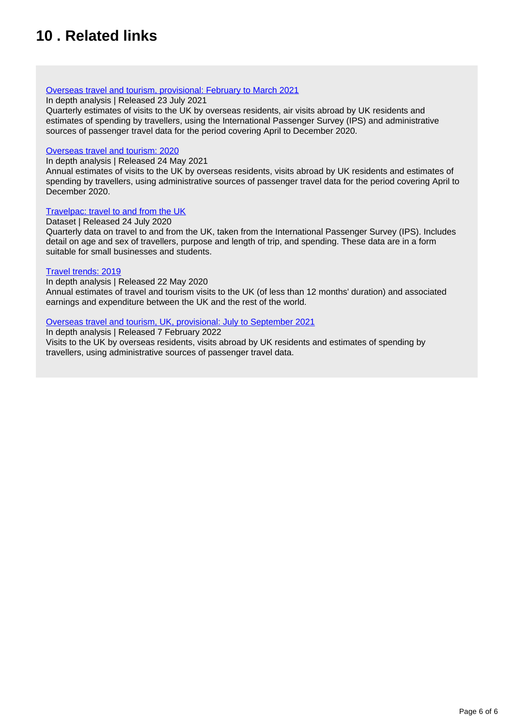## 10 . Related links

[Overseas travel and tourism, provisional: February to March 2021]
In depth analysis | Released 23 July 2021
Quarterly estimates of visits to the UK by overseas residents, air visits abroad by UK residents and estimates of spending by travellers, using the International Passenger Survey (IPS) and administrative sources of passenger travel data for the period covering April to December 2020.

[Overseas travel and tourism: 2020]
In depth analysis | Released 24 May 2021
Annual estimates of visits to the UK by overseas residents, visits abroad by UK residents and estimates of spending by travellers, using administrative sources of passenger travel data for the period covering April to December 2020.

[Travelpac: travel to and from the UK]
Dataset | Released 24 July 2020
Quarterly data on travel to and from the UK, taken from the International Passenger Survey (IPS). Includes detail on age and sex of travellers, purpose and length of trip, and spending. These data are in a form suitable for small businesses and students.

[Travel trends: 2019]
In depth analysis | Released 22 May 2020
Annual estimates of travel and tourism visits to the UK (of less than 12 months' duration) and associated earnings and expenditure between the UK and the rest of the world.

[Overseas travel and tourism, UK, provisional: July to September 2021]
In depth analysis | Released 7 February 2022
Visits to the UK by overseas residents, visits abroad by UK residents and estimates of spending by travellers, using administrative sources of passenger travel data.